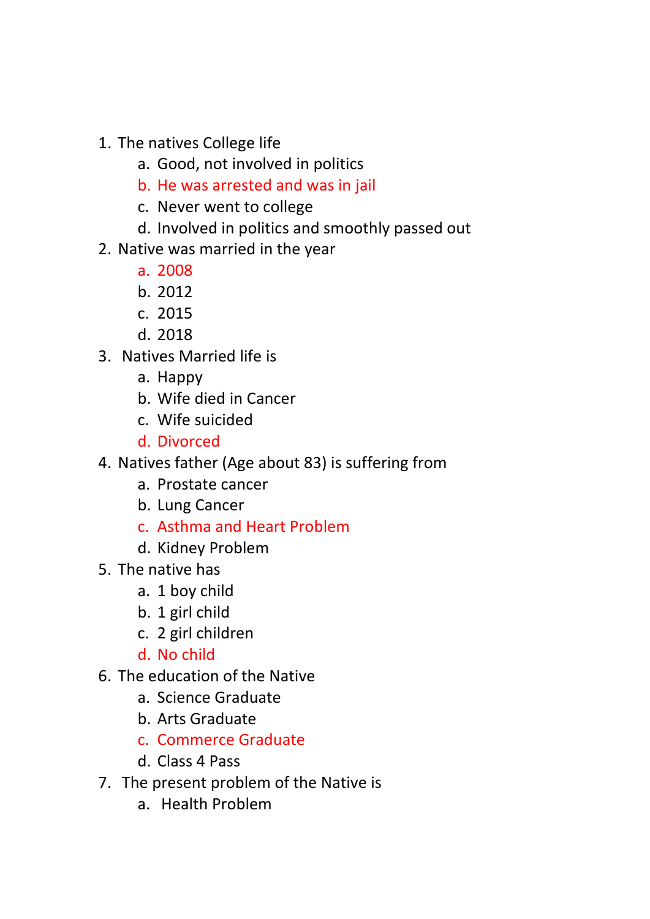1. The natives College life
    a. Good, not involved in politics
    b. He was arrested and was in jail
    c. Never went to college
    d. Involved in politics and smoothly passed out
2. Native was married in the year
    a. 2008
    b. 2012
    c. 2015
    d. 2018
3. Natives Married life is
    a. Happy
    b. Wife died in Cancer
    c. Wife suicided
    d. Divorced
4. Natives father (Age about 83) is suffering from
    a. Prostate cancer
    b. Lung Cancer
    c. Asthma and Heart Problem
    d. Kidney Problem
5. The native has
    a. 1 boy child
    b. 1 girl child
    c. 2 girl children
    d. No child
6. The education of the Native
    a. Science Graduate
    b. Arts Graduate
    c. Commerce Graduate
    d. Class 4 Pass
7. The present problem of the Native is
    a. Health Problem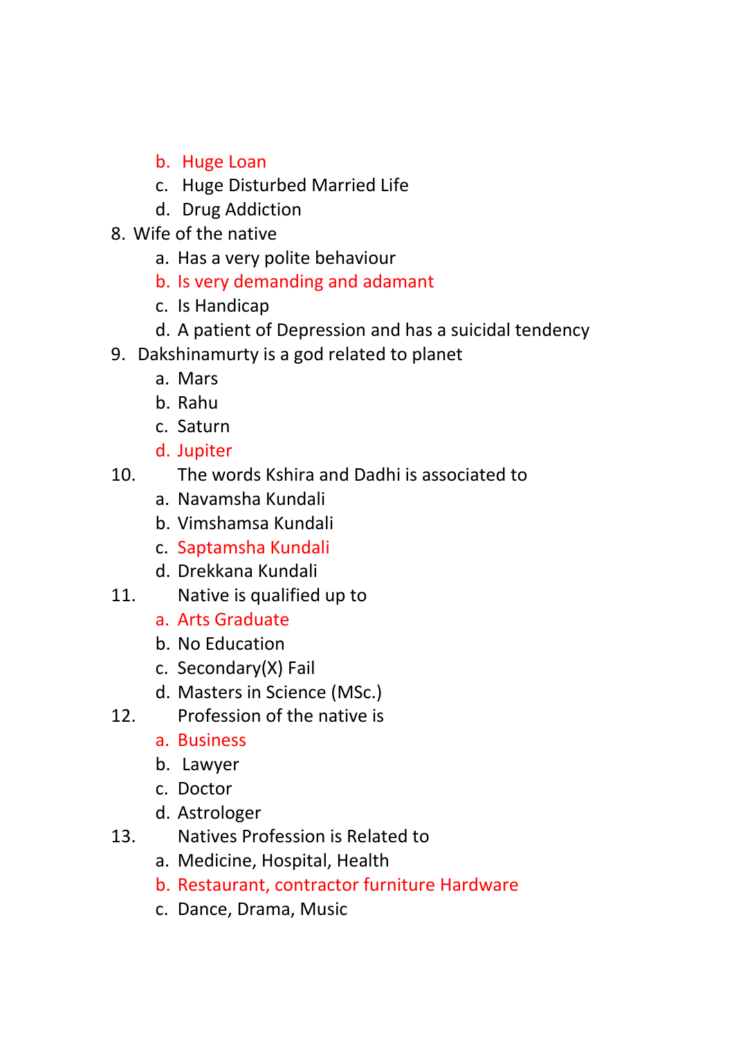b. Huge Loan
   c. Huge Disturbed Married Life
   d. Drug Addiction

8. Wife of the native
   a. Has a very polite behaviour
   b. Is very demanding and adamant
   c. Is Handicap
   d. A patient of Depression and has a suicidal tendency

9. Dakshinamurty is a god related to planet
   a. Mars
   b. Rahu
   c. Saturn
   d. Jupiter

10. The words Kshira and Dadhi is associated to
    a. Navamsha Kundali
    b. Vimshamsa Kundali
    c. Saptamsha Kundali
    d. Drekkana Kundali

11. Native is qualified up to
    a. Arts Graduate
    b. No Education
    c. Secondary(X) Fail
    d. Masters in Science (MSc.)

12. Profession of the native is
    a. Business
    b. Lawyer
    c. Doctor
    d. Astrologer

13. Natives Profession is Related to
    a. Medicine, Hospital, Health
    b. Restaurant, contractor furniture Hardware
    c. Dance, Drama, Music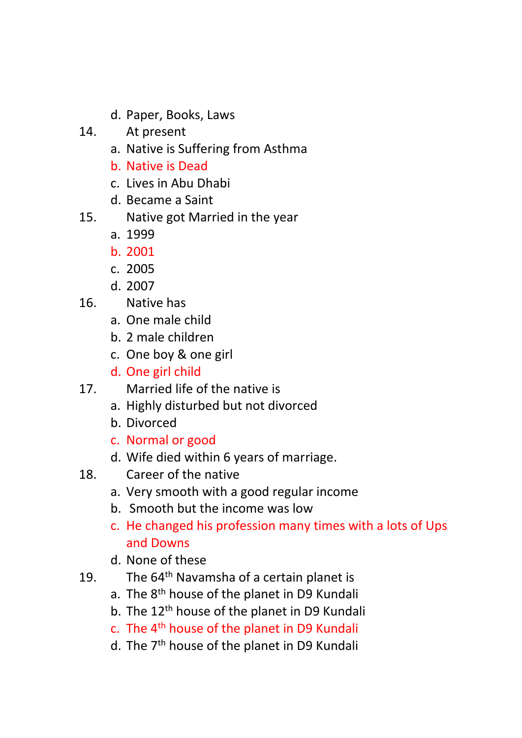d. Paper, Books, Laws

14. At present

a. Native is Suffering from Asthma
b. Native is Dead
c. Lives in Abu Dhabi
d. Became a Saint

15. Native got Married in the year

a. 1999
b. 2001
c. 2005
d. 2007

16. Native has

a. One male child
b. 2 male children
c. One boy & one girl
d. One girl child

17. Married life of the native is

a. Highly disturbed but not divorced
b. Divorced
c. Normal or good
d. Wife died within 6 years of marriage.

18. Career of the native

a. Very smooth with a good regular income
b. Smooth but the income was low
c. He changed his profession many times with a lots of Ups and Downs
d. None of these

19. The 64th Navamsha of a certain planet is

a. The 8th house of the planet in D9 Kundali
b. The 12th house of the planet in D9 Kundali
c. The 4th house of the planet in D9 Kundali
d. The 7th house of the planet in D9 Kundali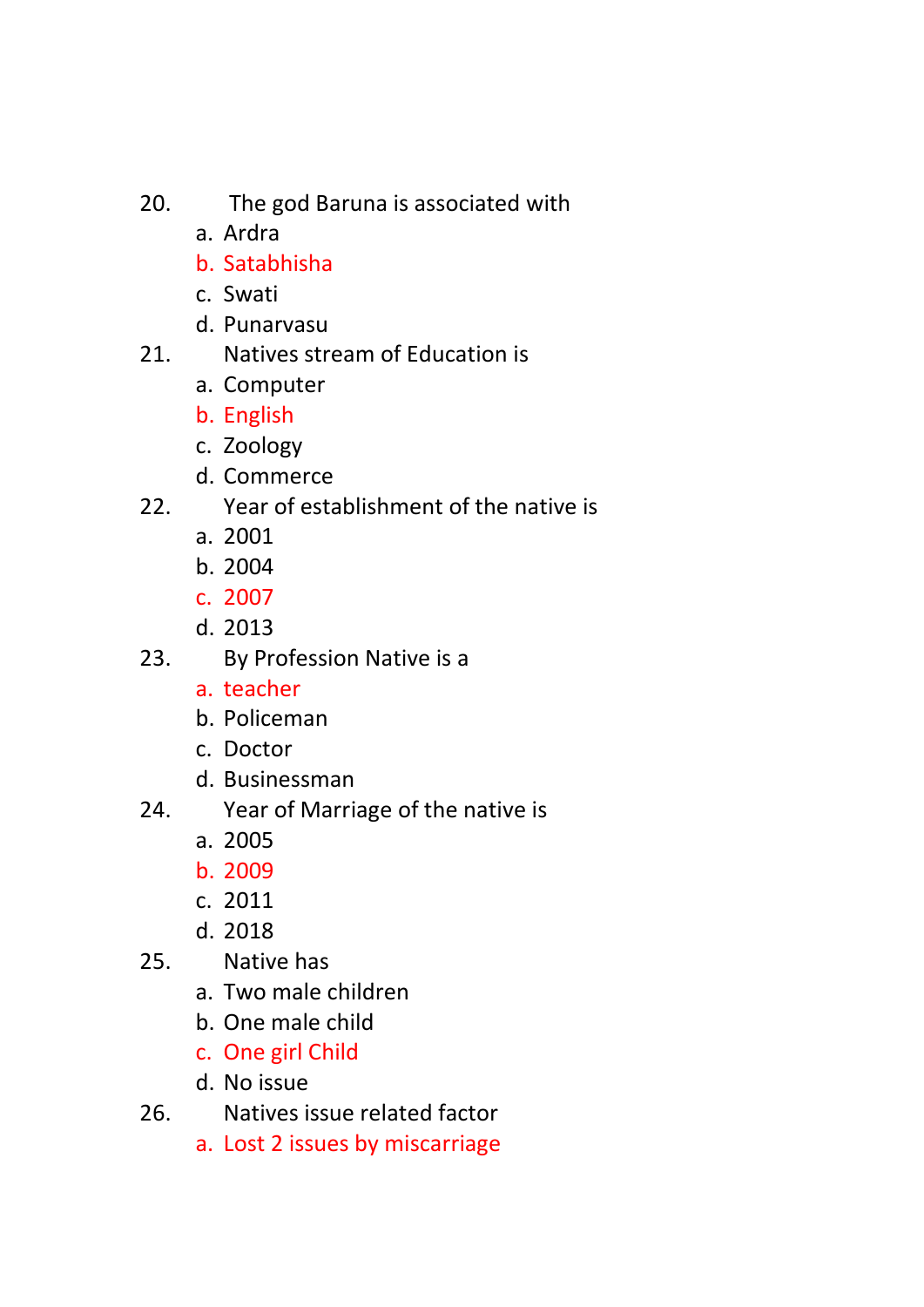20. The god Baruna is associated with
    a. Ardra
    b. Satabhisha
    c. Swati
    d. Punarvasu
21. Natives stream of Education is
    a. Computer
    b. English
    c. Zoology
    d. Commerce
22. Year of establishment of the native is
    a. 2001
    b. 2004
    c. 2007
    d. 2013
23. By Profession Native is a
    a. teacher
    b. Policeman
    c. Doctor
    d. Businessman
24. Year of Marriage of the native is
    a. 2005
    b. 2009
    c. 2011
    d. 2018
25. Native has
    a. Two male children
    b. One male child
    c. One girl Child
    d. No issue
26. Natives issue related factor
    a. Lost 2 issues by miscarriage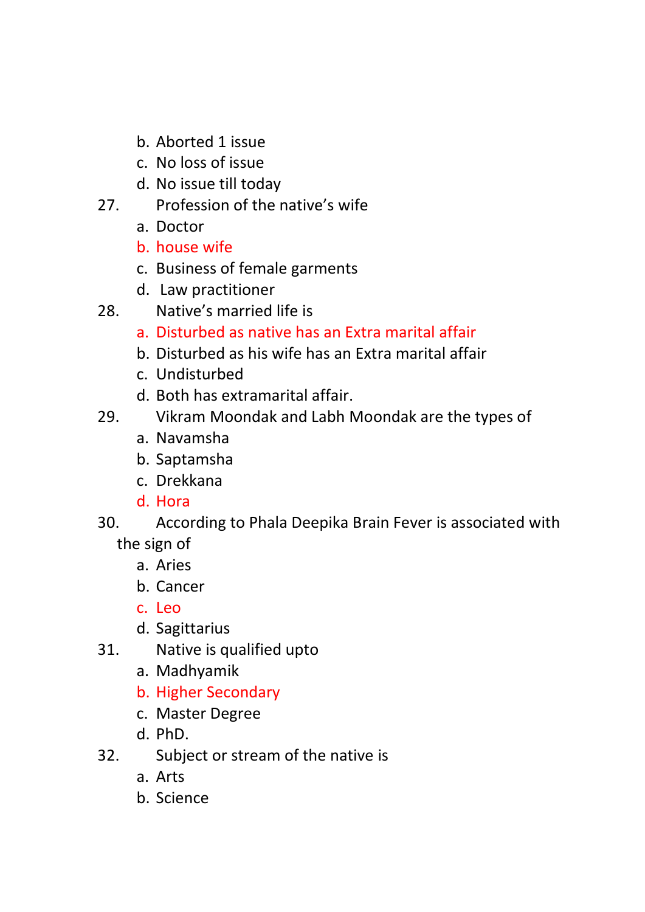b. Aborted 1 issue
c. No loss of issue
d. No issue till today

27. Profession of the native's wife
    a. Doctor
    b. house wife
    c. Business of female garments
    d. Law practitioner

28. Native's married life is
    a. Disturbed as native has an Extra marital affair
    b. Disturbed as his wife has an Extra marital affair
    c. Undisturbed
    d. Both has extramarital affair.

29. Vikram Moondak and Labh Moondak are the types of
    a. Navamsha
    b. Saptamsha
    c. Drekkana
    d. Hora

30. According to Phala Deepika Brain Fever is associated with the sign of
    a. Aries
    b. Cancer
    c. Leo
    d. Sagittarius

31. Native is qualified upto
    a. Madhyamik
    b. Higher Secondary
    c. Master Degree
    d. PhD.

32. Subject or stream of the native is
    a. Arts
    b. Science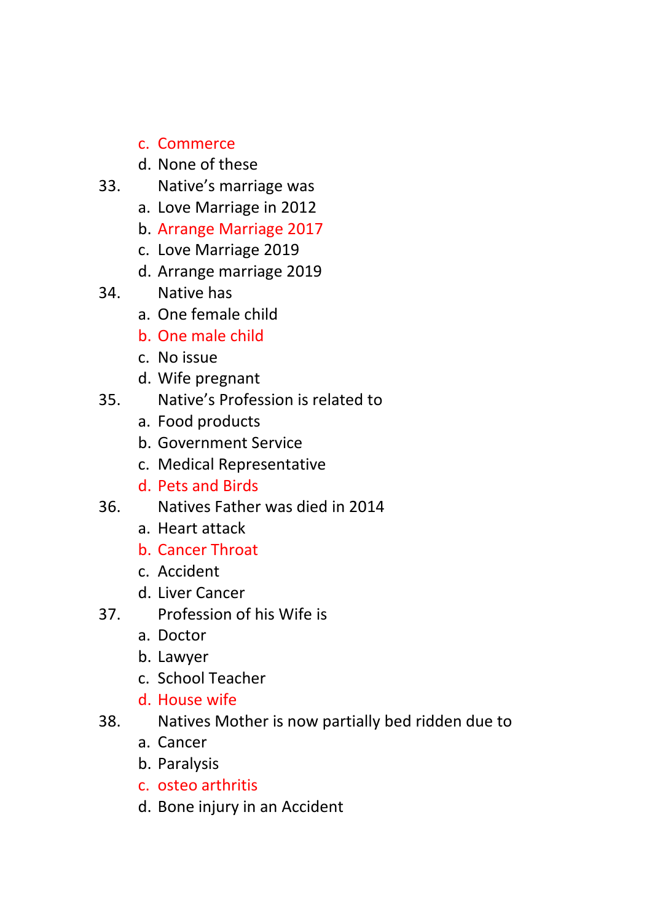c. Commerce
d. None of these

33. Native's marriage was
   a. Love Marriage in 2012
   b. Arrange Marriage 2017
   c. Love Marriage 2019
   d. Arrange marriage 2019

34. Native has
   a. One female child
   b. One male child
   c. No issue
   d. Wife pregnant

35. Native's Profession is related to
   a. Food products
   b. Government Service
   c. Medical Representative
   d. Pets and Birds

36. Natives Father was died in 2014
   a. Heart attack
   b. Cancer Throat
   c. Accident
   d. Liver Cancer

37. Profession of his Wife is
   a. Doctor
   b. Lawyer
   c. School Teacher
   d. House wife

38. Natives Mother is now partially bed ridden due to
   a. Cancer
   b. Paralysis
   c. osteo arthritis
   d. Bone injury in an Accident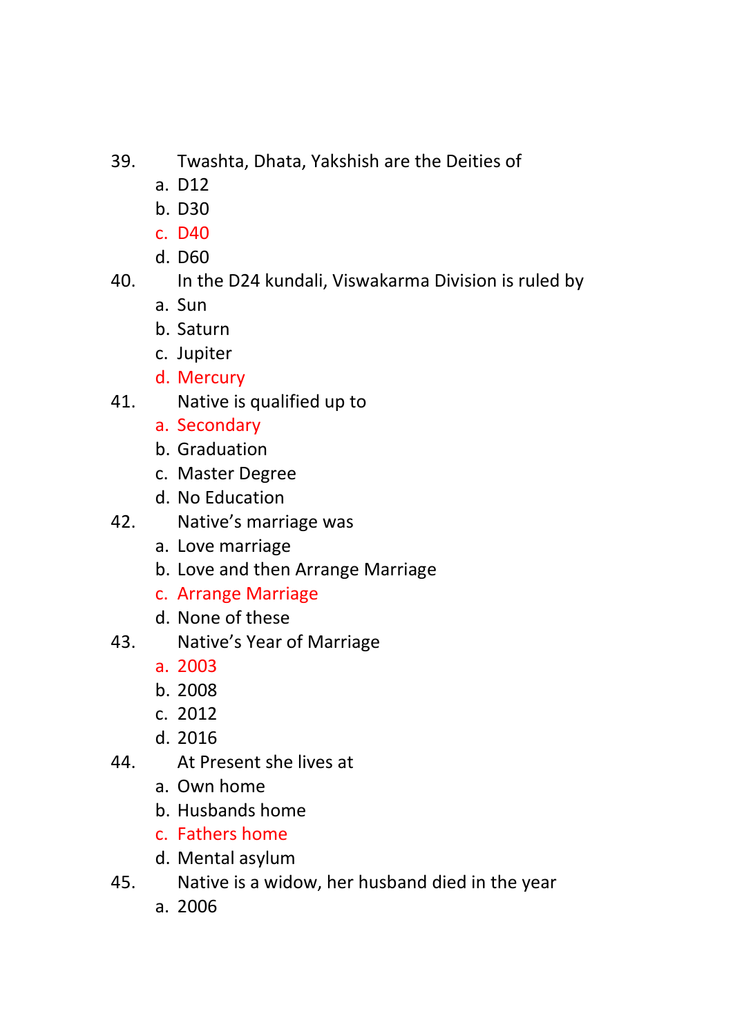39. Twashta, Dhata, Yakshish are the Deities of
   a. D12
   b. D30
   c. D40
   d. D60
40. In the D24 kundali, Viswakarma Division is ruled by
   a. Sun
   b. Saturn
   c. Jupiter
   d. Mercury
41. Native is qualified up to
   a. Secondary
   b. Graduation
   c. Master Degree
   d. No Education
42. Native's marriage was
   a. Love marriage
   b. Love and then Arrange Marriage
   c. Arrange Marriage
   d. None of these
43. Native's Year of Marriage
   a. 2003
   b. 2008
   c. 2012
   d. 2016
44. At Present she lives at
   a. Own home
   b. Husbands home
   c. Fathers home
   d. Mental asylum
45. Native is a widow, her husband died in the year
   a. 2006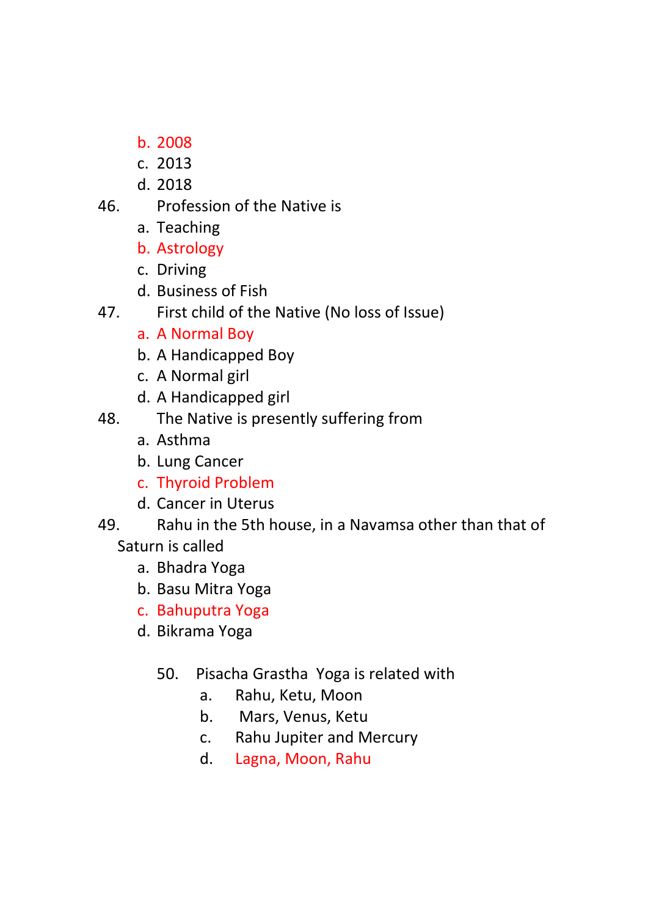b. 2008
c. 2013
d. 2018

46. Profession of the Native is
    a. Teaching
    b. Astrology
    c. Driving
    d. Business of Fish

47. First child of the Native (No loss of Issue)
    a. A Normal Boy
    b. A Handicapped Boy
    c. A Normal girl
    d. A Handicapped girl

48. The Native is presently suffering from
    a. Asthma
    b. Lung Cancer
    c. Thyroid Problem
    d. Cancer in Uterus

49. Rahu in the 5th house, in a Navamsa other than that of Saturn is called
    a. Bhadra Yoga
    b. Basu Mitra Yoga
    c. Bahuputra Yoga
    d. Bikrama Yoga

50. Pisacha Grastha Yoga is related with
    a. Rahu, Ketu, Moon
    b. Mars, Venus, Ketu
    c. Rahu Jupiter and Mercury
    d. Lagna, Moon, Rahu